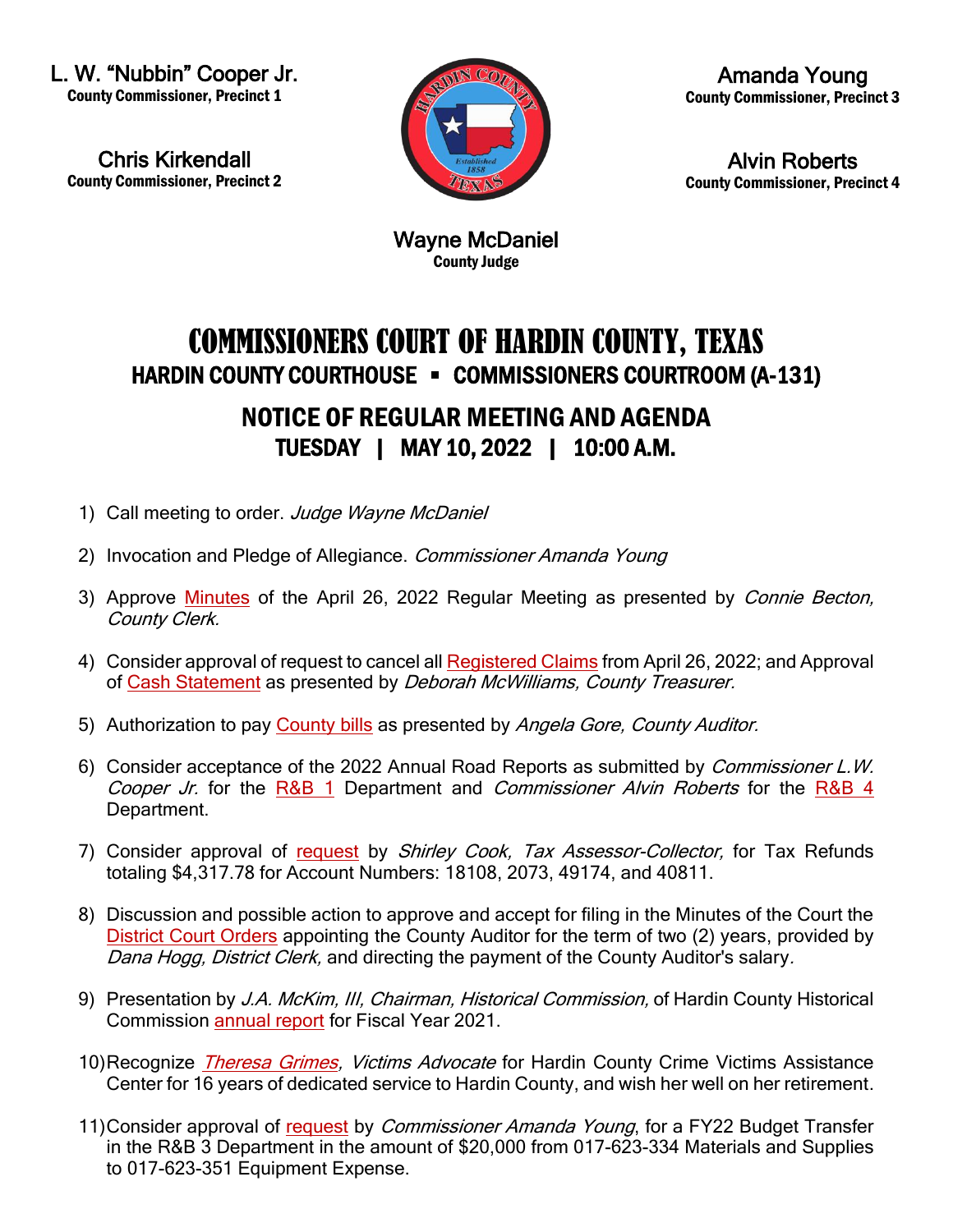L. W. "Nubbin" Cooper Jr.
**County Commissioner, Precinct 1**

Chris Kirkendall
**County Commissioner, Precinct 2**

Amanda Young
**County Commissioner, Precinct 3**

Alvin Roberts
**County Commissioner, Precinct 4**

Wayne McDaniel
**County Judge**

# COMMISSIONERS COURT OF HARDIN COUNTY, TEXAS

## HARDIN COUNTY COURTHOUSE ▪ COMMISSIONERS COURTROOM (A-131)

## NOTICE OF REGULAR MEETING AND AGENDA

### TUESDAY | MAY 10, 2022 | 10:00 A.M.

1) Call meeting to order. *Judge Wayne McDaniel*

2) Invocation and Pledge of Allegiance. *Commissioner Amanda Young*

3) Approve Minutes of the April 26, 2022 Regular Meeting as presented by *Connie Becton, County Clerk.*

4) Consider approval of request to cancel all Registered Claims from April 26, 2022; and Approval of Cash Statement as presented by *Deborah McWilliams, County Treasurer.*

5) Authorization to pay County bills as presented by *Angela Gore, County Auditor.*

6) Consider acceptance of the 2022 Annual Road Reports as submitted by *Commissioner L.W. Cooper Jr.* for the R&B 1 Department and *Commissioner Alvin Roberts* for the R&B 4 Department.

7) Consider approval of request by *Shirley Cook, Tax Assessor-Collector,* for Tax Refunds totaling $4,317.78 for Account Numbers: 18108, 2073, 49174, and 40811.

8) Discussion and possible action to approve and accept for filing in the Minutes of the Court the District Court Orders appointing the County Auditor for the term of two (2) years, provided by *Dana Hogg, District Clerk,* and directing the payment of the County Auditor's salary.

9) Presentation by *J.A. McKim, III, Chairman, Historical Commission,* of Hardin County Historical Commission annual report for Fiscal Year 2021.

10) Recognize *Theresa Grimes*, *Victims Advocate* for Hardin County Crime Victims Assistance Center for 16 years of dedicated service to Hardin County, and wish her well on her retirement.

11) Consider approval of request by *Commissioner Amanda Young*, for a FY22 Budget Transfer in the R&B 3 Department in the amount of $20,000 from 017-623-334 Materials and Supplies to 017-623-351 Equipment Expense.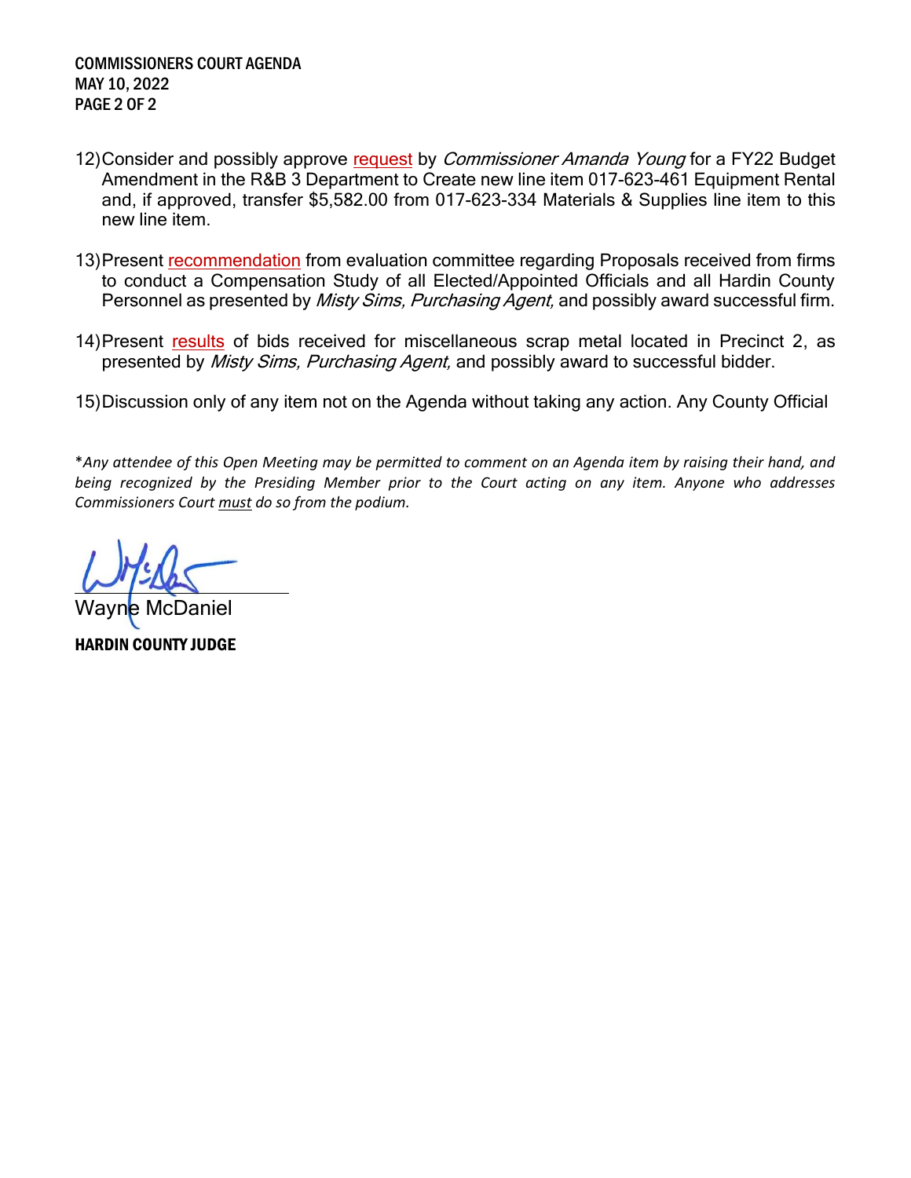12) Consider and possibly approve request by *Commissioner Amanda Young* for a FY22 Budget Amendment in the R&B 3 Department to Create new line item 017-623-461 Equipment Rental and, if approved, transfer $5,582.00 from 017-623-334 Materials & Supplies line item to this new line item.

13) Present recommendation from evaluation committee regarding Proposals received from firms to conduct a Compensation Study of all Elected/Appointed Officials and all Hardin County Personnel as presented by *Misty Sims, Purchasing Agent,* and possibly award successful firm.

14) Present results of bids received for miscellaneous scrap metal located in Precinct 2, as presented by *Misty Sims, Purchasing Agent,* and possibly award to successful bidder.

15) Discussion only of any item not on the Agenda without taking any action. Any County Official

*\*Any attendee of this Open Meeting may be permitted to comment on an Agenda item by raising their hand, and being recognized by the Presiding Member prior to the Court acting on any item. Anyone who addresses Commissioners Court must do so from the podium.*

Wayne McDaniel

**HARDIN COUNTY JUDGE**